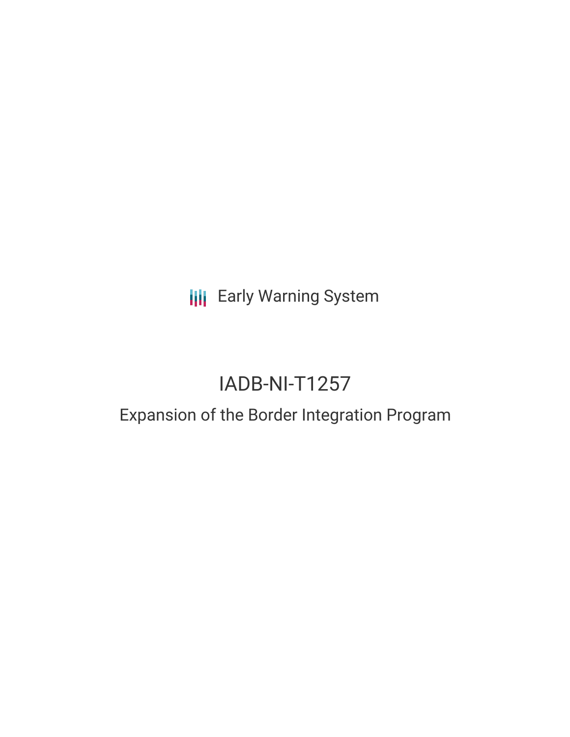Early Warning System

# IADB-NI-T1257

## Expansion of the Border Integration Program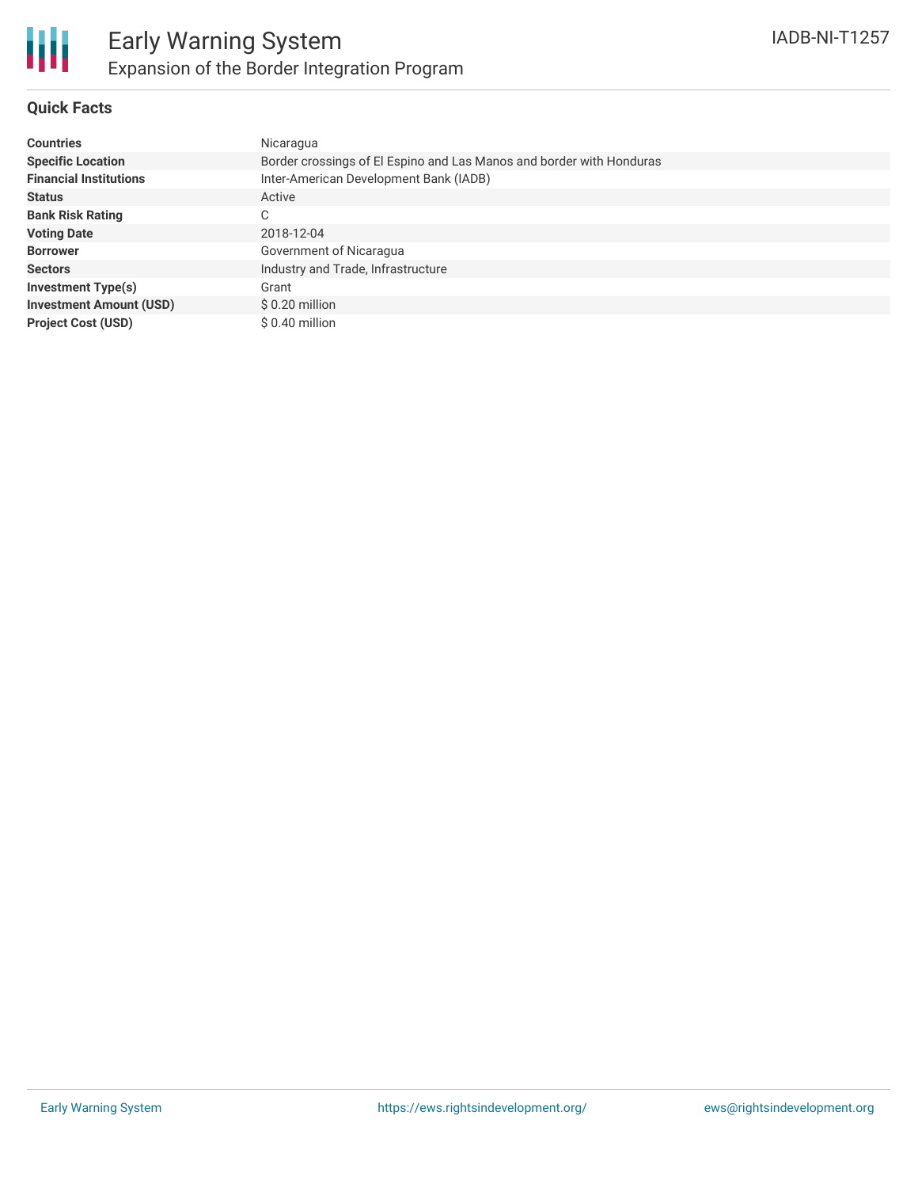# Early Warning System

## Expansion of the Border Integration Program

IADB-NI-T1257

### Quick Facts

| | |
|---|---|
| **Countries** | Nicaragua |
| **Specific Location** | Border crossings of El Espino and Las Manos and border with Honduras |
| **Financial Institutions** | Inter-American Development Bank (IADB) |
| **Status** | Active |
| **Bank Risk Rating** | C |
| **Voting Date** | 2018-12-04 |
| **Borrower** | Government of Nicaragua |
| **Sectors** | Industry and Trade, Infrastructure |
| **Investment Type(s)** | Grant |
| **Investment Amount (USD)** | $ 0.20 million |
| **Project Cost (USD)** | $ 0.40 million |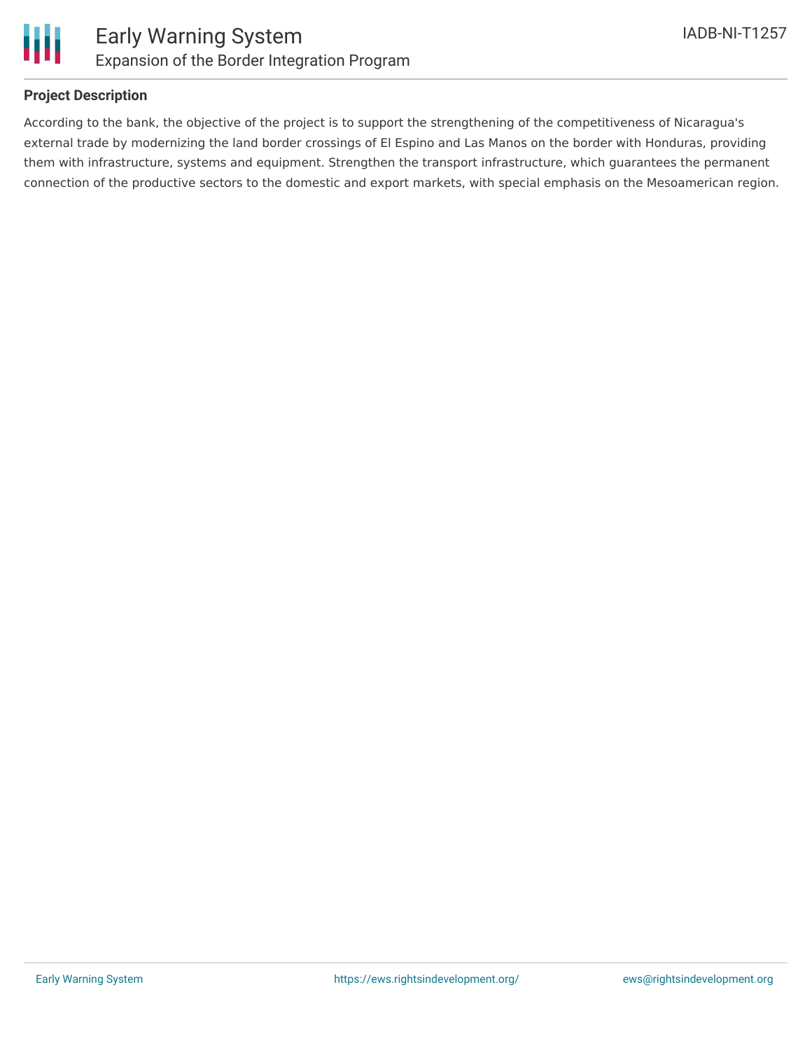## Project Description

According to the bank, the objective of the project is to support the strengthening of the competitiveness of Nicaragua's external trade by modernizing the land border crossings of El Espino and Las Manos on the border with Honduras, providing them with infrastructure, systems and equipment. Strengthen the transport infrastructure, which guarantees the permanent connection of the productive sectors to the domestic and export markets, with special emphasis on the Mesoamerican region.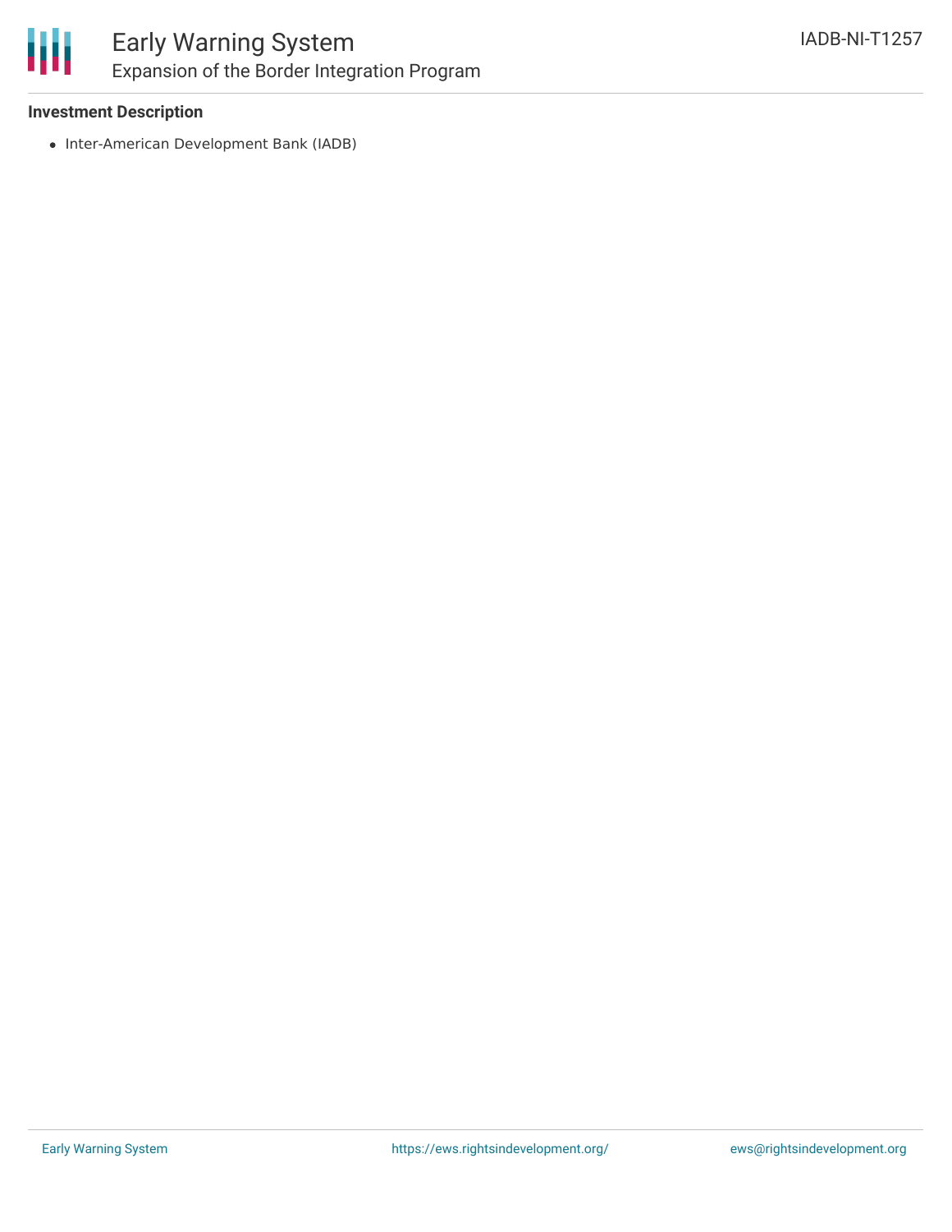### Investment Description

- Inter-American Development Bank (IADB)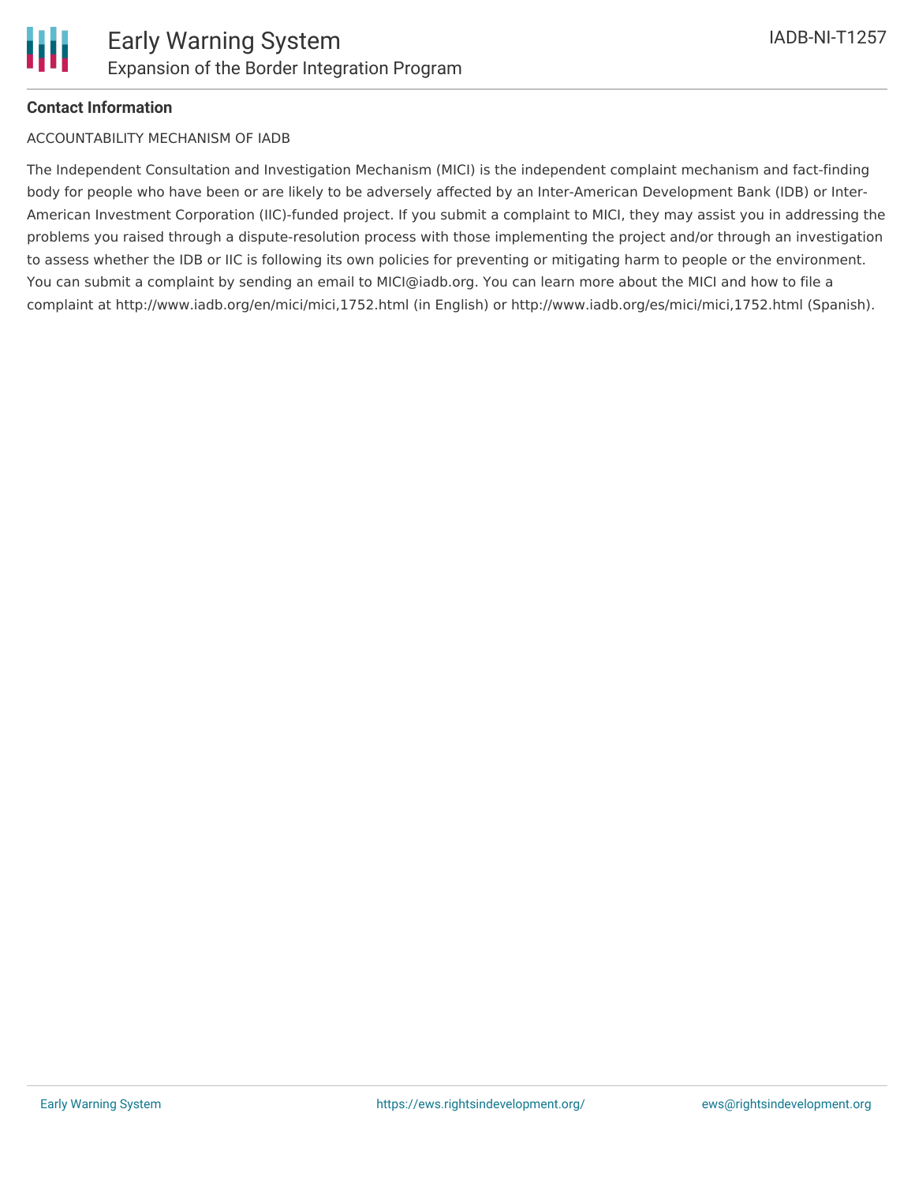**Contact Information**

ACCOUNTABILITY MECHANISM OF IADB

The Independent Consultation and Investigation Mechanism (MICI) is the independent complaint mechanism and fact-finding body for people who have been or are likely to be adversely affected by an Inter-American Development Bank (IDB) or Inter-American Investment Corporation (IIC)-funded project. If you submit a complaint to MICI, they may assist you in addressing the problems you raised through a dispute-resolution process with those implementing the project and/or through an investigation to assess whether the IDB or IIC is following its own policies for preventing or mitigating harm to people or the environment. You can submit a complaint by sending an email to MICI@iadb.org. You can learn more about the MICI and how to file a complaint at http://www.iadb.org/en/mici/mici,1752.html (in English) or http://www.iadb.org/es/mici/mici,1752.html (Spanish).